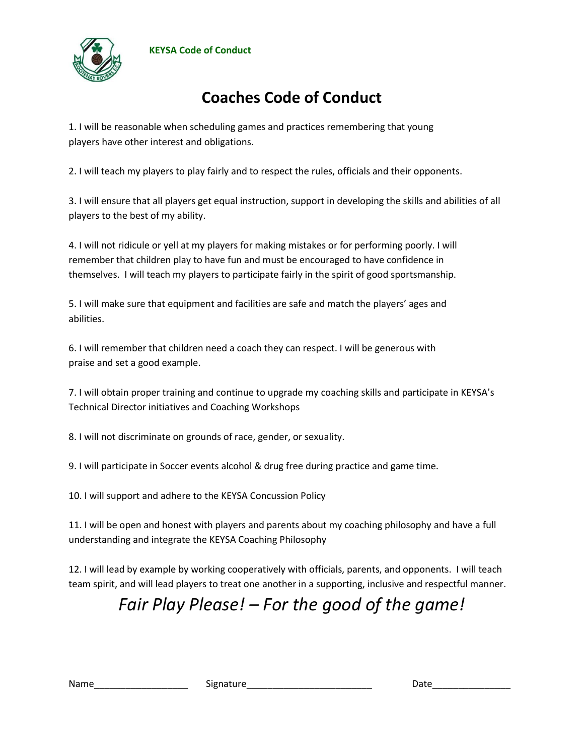KEYSA Code of Conduct

# Coaches Code of Conduct

1. I will be reasonable when scheduling games and practices remembering that young players have other interest and obligations.

2. I will teach my players to play fairly and to respect the rules, officials and their opponents.

3. I will ensure that all players get equal instruction, support in developing the skills and abilities of all players to the best of my ability.

4. I will not ridicule or yell at my players for making mistakes or for performing poorly. I will remember that children play to have fun and must be encouraged to have confidence in themselves. I will teach my players to participate fairly in the spirit of good sportsmanship.

5. I will make sure that equipment and facilities are safe and match the players' ages and abilities.

6. I will remember that children need a coach they can respect. I will be generous with praise and set a good example.

7. I will obtain proper training and continue to upgrade my coaching skills and participate in KEYSA's Technical Director initiatives and Coaching Workshops

8. I will not discriminate on grounds of race, gender, or sexuality.

9. I will participate in Soccer events alcohol & drug free during practice and game time.

10. I will support and adhere to the KEYSA Concussion Policy

11. I will be open and honest with players and parents about my coaching philosophy and have a full understanding and integrate the KEYSA Coaching Philosophy

12. I will lead by example by working cooperatively with officials, parents, and opponents. I will teach team spirit, and will lead players to treat one another in a supporting, inclusive and respectful manner.

*Fair Play Please! – For the good of the game!*

Name__________________ Signature________________________ Date_______________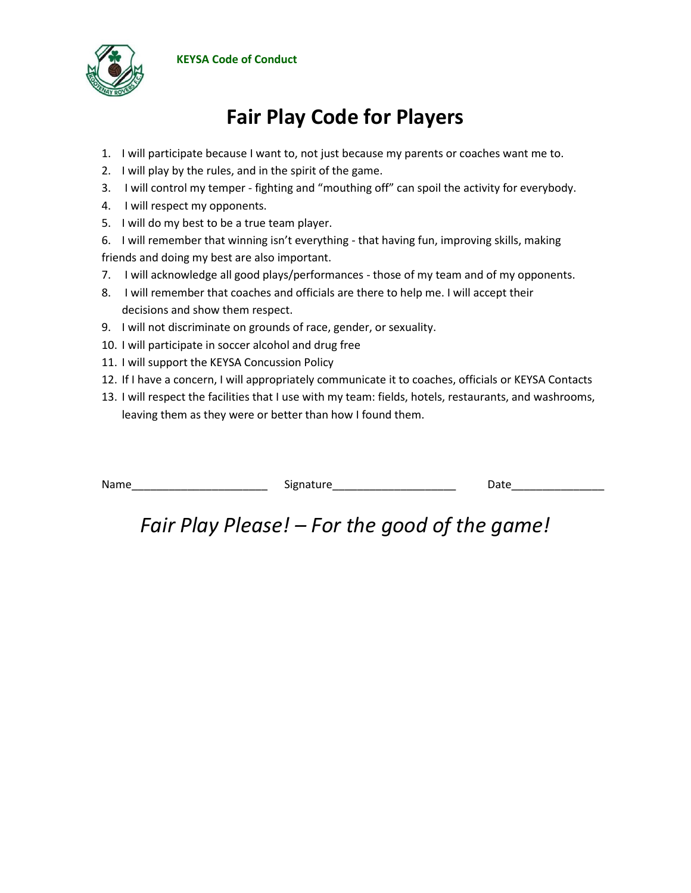KEYSA Code of Conduct

# Fair Play Code for Players

1. I will participate because I want to, not just because my parents or coaches want me to.
2. I will play by the rules, and in the spirit of the game.
3. I will control my temper - fighting and “mouthing off” can spoil the activity for everybody.
4. I will respect my opponents.
5. I will do my best to be a true team player.
6. I will remember that winning isn’t everything - that having fun, improving skills, making friends and doing my best are also important.
7. I will acknowledge all good plays/performances - those of my team and of my opponents.
8. I will remember that coaches and officials are there to help me. I will accept their decisions and show them respect.
9. I will not discriminate on grounds of race, gender, or sexuality.
10. I will participate in soccer alcohol and drug free
11. I will support the KEYSA Concussion Policy
12. If I have a concern, I will appropriately communicate it to coaches, officials or KEYSA Contacts
13. I will respect the facilities that I use with my team: fields, hotels, restaurants, and washrooms, leaving them as they were or better than how I found them.

Name______________________ Signature____________________ Date_______________

*Fair Play Please! – For the good of the game!*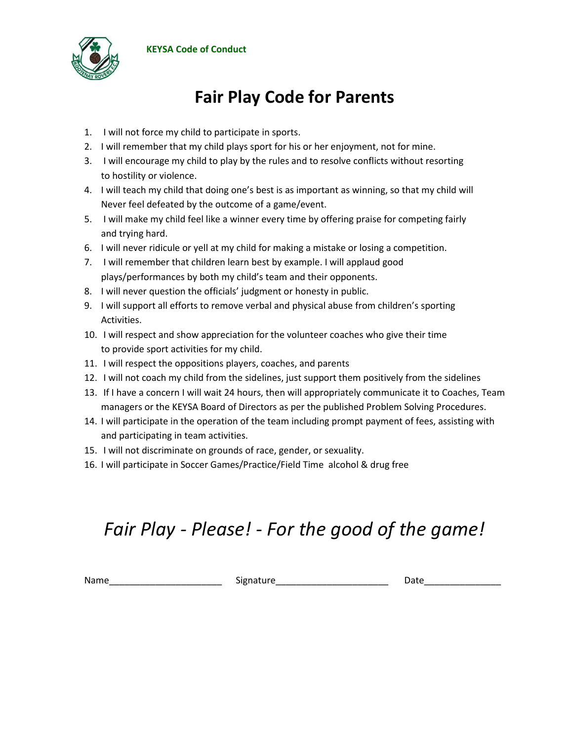KEYSA Code of Conduct

# Fair Play Code for Parents

1. I will not force my child to participate in sports.
2. I will remember that my child plays sport for his or her enjoyment, not for mine.
3. I will encourage my child to play by the rules and to resolve conflicts without resorting to hostility or violence.
4. I will teach my child that doing one's best is as important as winning, so that my child will Never feel defeated by the outcome of a game/event.
5. I will make my child feel like a winner every time by offering praise for competing fairly and trying hard.
6. I will never ridicule or yell at my child for making a mistake or losing a competition.
7. I will remember that children learn best by example. I will applaud good plays/performances by both my child's team and their opponents.
8. I will never question the officials' judgment or honesty in public.
9. I will support all efforts to remove verbal and physical abuse from children's sporting Activities.
10. I will respect and show appreciation for the volunteer coaches who give their time to provide sport activities for my child.
11. I will respect the oppositions players, coaches, and parents
12. I will not coach my child from the sidelines, just support them positively from the sidelines
13. If I have a concern I will wait 24 hours, then will appropriately communicate it to Coaches, Team managers or the KEYSA Board of Directors as per the published Problem Solving Procedures.
14. I will participate in the operation of the team including prompt payment of fees, assisting with and participating in team activities.
15. I will not discriminate on grounds of race, gender, or sexuality.
16. I will participate in Soccer Games/Practice/Field Time alcohol & drug free

*Fair Play - Please! - For the good of the game!*

Name______________________ Signature______________________ Date_______________